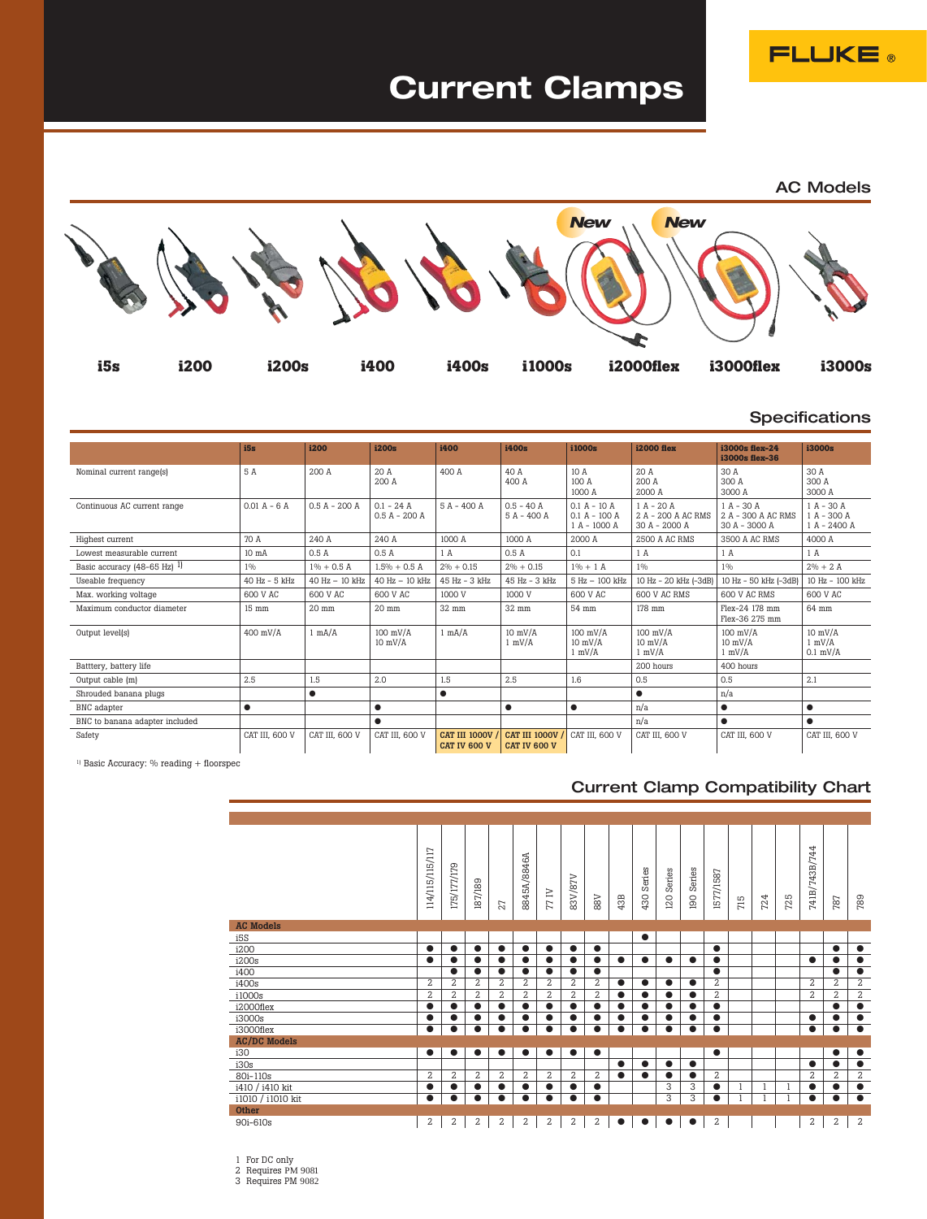# Current Clamps

FLUKE ®

## AC Models

New · New

i5s · i200 · i200s · i400 · i400s · i1000s · i2000flex · i3000flex · i3000s

## Specifications

| | i5s | i200 | i200s | i400 | i400s | i1000s | i2000 flex | i3000s flex-24 i3000s flex-36 | i3000s |
|---|---|---|---|---|---|---|---|---|---|
| Nominal current range(s) | 5 A | 200 A | 20 A<br>200 A | 400 A | 40 A<br>400 A | 10 A<br>100 A<br>1000 A | 20 A<br>200 A<br>2000 A | 30 A<br>300 A<br>3000 A | 30 A<br>300 A<br>3000 A |
| Continuous AC current range | 0.01 A - 6 A | 0.5 A - 200 A | 0.1 - 24 A<br>0.5 A - 200 A | 5 A - 400 A | 0.5 - 40 A<br>5 A - 400 A | 0.1 A - 10 A<br>0.1 A - 100 A<br>1 A - 1000 A | 1 A - 20 A<br>2 A - 200 A AC RMS<br>30 A - 2000 A | 1 A - 30 A<br>2 A - 300 A AC RMS<br>30 A - 3000 A | 1 A - 30 A<br>1 A - 300 A<br>1 A - 2400 A |
| Highest current | 70 A | 240 A | 240 A | 1000 A | 1000 A | 2000 A | 2500 A AC RMS | 3500 A AC RMS | 4000 A |
| Lowest measurable current | 10 mA | 0.5 A | 0.5 A | 1 A | 0.5 A | 0.1 | 1 A | 1 A | 1 A |
| Basic accuracy (48-65 Hz) [1] | 1% | 1% + 0.5 A | 1.5% + 0.5 A | 2% + 0.15 | 2% + 0.15 | 1% + 1 A | 1% | 1% | 2% + 2 A |
| Useable frequency | 40 Hz - 5 kHz | 40 Hz – 10 kHz | 40 Hz – 10 kHz | 45 Hz - 3 kHz | 45 Hz - 3 kHz | 5 Hz – 100 kHz | 10 Hz - 20 kHz (-3dB) | 10 Hz - 50 kHz (-3dB) | 10 Hz - 100 kHz |
| Max. working voltage | 600 V AC | 600 V AC | 600 V AC | 1000 V | 1000 V | 600 V AC | 600 V AC RMS | 600 V AC RMS | 600 V AC |
| Maximum conductor diameter | 15 mm | 20 mm | 20 mm | 32 mm | 32 mm | 54 mm | 178 mm | Flex-24 178 mm<br>Flex-36 275 mm | 64 mm |
| Output level(s) | 400 mV/A | 1 mA/A | 100 mV/A<br>10 mV/A | 1 mA/A | 10 mV/A<br>1 mV/A | 100 mV/A<br>10 mV/A<br>1 mV/A | 100 mV/A<br>10 mV/A<br>1 mV/A | 100 mV/A<br>10 mV/A<br>1 mV/A | 10 mV/A<br>1 mV/A<br>0.1 mV/A |
| Batttery, battery life | | | | | | | 200 hours | 400 hours | |
| Output cable (m) | 2.5 | 1.5 | 2.0 | 1.5 | 2.5 | 1.6 | 0.5 | 0.5 | 2.1 |
| Shrouded banana plugs | | ● | | ● | | | ● | n/a | |
| BNC adapter | ● | | ● | | ● | ● | n/a | ● | ● |
| BNC to banana adapter included | | | ● | | | | n/a | ● | ● |
| Safety | CAT III, 600 V | CAT III, 600 V | CAT III, 600 V | CAT III 1000V / CAT IV 600 V | CAT III 1000V / CAT IV 600 V | CAT III, 600 V | CAT III, 600 V | CAT III, 600 V | CAT III, 600 V |

[1] Basic Accuracy: % reading + floorspec

## Current Clamp Compatibility Chart

| | 114/115/116/117 | 175/177/179 | 187/189 | 27 | 8845A/8846A | 77 IV | 83V/87V | 88V | 43B | 430 Series | 120 Series | 190 Series | 1577/1587 | 715 | 724 | 725 | 741B/743B/744 | 787 | 789 |
|---|---|---|---|---|---|---|---|---|---|---|---|---|---|---|---|---|---|---|---|
| **AC Models** | | | | | | | | | | | | | | | | | | | |
| i5S | | | | | | | | | | ● | | | | | | | | | |
| i200 | ● | ● | ● | ● | ● | ● | ● | ● | | | | | ● | | | | | ● | ● |
| i200s | ● | ● | ● | ● | ● | ● | ● | ● | ● | ● | ● | ● | ● | | | | ● | ● | ● |
| i400 | | ● | ● | ● | ● | ● | ● | ● | | | | | ● | | | | | ● | ● |
| i400s | 2 | 2 | 2 | 2 | 2 | 2 | 2 | 2 | ● | ● | ● | ● | 2 | | | | 2 | 2 | 2 |
| i1000s | 2 | 2 | 2 | 2 | 2 | 2 | 2 | 2 | ● | ● | ● | ● | 2 | | | | 2 | 2 | 2 |
| i2000flex | ● | ● | ● | ● | ● | ● | ● | ● | ● | ● | ● | ● | ● | | | | | ● | ● |
| i3000s | ● | ● | ● | ● | ● | ● | ● | ● | ● | ● | ● | ● | ● | | | | ● | ● | ● |
| i3000flex | ● | ● | ● | ● | ● | ● | ● | ● | ● | ● | ● | ● | ● | | | | ● | ● | ● |
| **AC/DC Models** | | | | | | | | | | | | | | | | | | | |
| i30 | ● | ● | ● | ● | ● | ● | ● | ● | | | | | ● | | | | | ● | ● |
| i30s | | | | | | | | | ● | ● | ● | ● | | | | | ● | ● | ● |
| 80i-110s | 2 | 2 | 2 | 2 | 2 | 2 | 2 | 2 | ● | ● | ● | ● | 2 | | | | 2 | 2 | 2 |
| i410 / i410 kit | ● | ● | ● | ● | ● | ● | ● | ● | | | 3 | 3 | ● | 1 | 1 | 1 | ● | ● | ● |
| i1010 / i1010 kit | ● | ● | ● | ● | ● | ● | ● | ● | | | 3 | 3 | ● | 1 | 1 | 1 | ● | ● | ● |
| **Other** | | | | | | | | | | | | | | | | | | | |
| 90i-610s | 2 | 2 | 2 | 2 | 2 | 2 | 2 | 2 | ● | ● | ● | ● | 2 | | | | 2 | 2 | 2 |

1 For DC only
2 Requires PM 9081
3 Requires PM 9082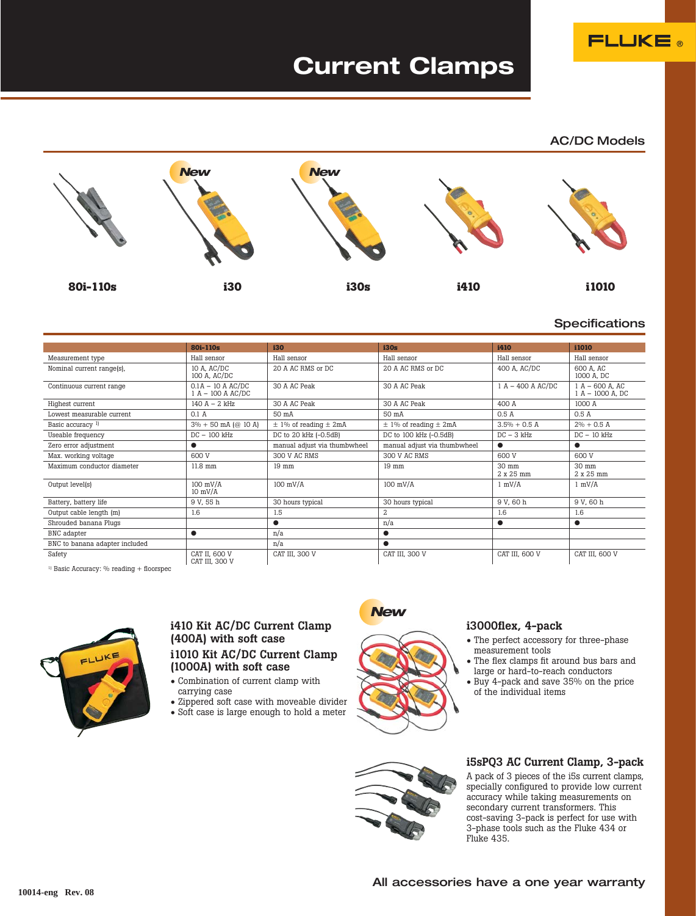# Current Clamps

FLUKE

## AC/DC Models

New New

**80i-110s** **i30** **i30s** **i410** **i1010**

## Specifications

| | 80i-110s | i30 | i30s | i410 | i1010 |
|---|---|---|---|---|---|
| Measurement type | Hall sensor | Hall sensor | Hall sensor | Hall sensor | Hall sensor |
| Nominal current range(s), | 10 A, AC/DC<br>100 A, AC/DC | 20 A AC RMS or DC | 20 A AC RMS or DC | 400 A, AC/DC | 600 A, AC<br>1000 A, DC |
| Continuous current range | 0.1A – 10 A AC/DC<br>1 A – 100 A AC/DC | 30 A AC Peak | 30 A AC Peak | 1 A – 400 A AC/DC | 1 A – 600 A, AC<br>1 A – 1000 A, DC |
| Highest current | 140 A – 2 kHz | 30 A AC Peak | 30 A AC Peak | 400 A | 1000 A |
| Lowest measurable current | 0.1 A | 50 mA | 50 mA | 0.5 A | 0.5 A |
| Basic accuracy [1] | 3% + 50 mA (@ 10 A) | ± 1% of reading ± 2mA | ± 1% of reading ± 2mA | 3.5% + 0.5 A | 2% + 0.5 A |
| Useable frequency | DC – 100 kHz | DC to 20 kHz (-0.5dB) | DC to 100 kHz (-0.5dB) | DC – 3 kHz | DC – 10 kHz |
| Zero error adjustment | ● | manual adjust via thumbwheel | manual adjust via thumbwheel | ● | ● |
| Max. working voltage | 600 V | 300 V AC RMS | 300 V AC RMS | 600 V | 600 V |
| Maximum conductor diameter | 11.8 mm | 19 mm | 19 mm | 30 mm<br>2 x 25 mm | 30 mm<br>2 x 25 mm |
| Output level(s) | 100 mV/A<br>10 mV/A | 100 mV/A | 100 mV/A | 1 mV/A | 1 mV/A |
| Battery, battery life | 9 V, 55 h | 30 hours typical | 30 hours typical | 9 V, 60 h | 9 V, 60 h |
| Output cable length (m) | 1.6 | 1.5 | 2 | 1.6 | 1.6 |
| Shrouded banana Plugs | | ● | n/a | ● | ● |
| BNC adapter | ● | n/a | ● | | |
| BNC to banana adapter included | | n/a | ● | | |
| Safety | CAT II, 600 V<br>CAT III, 300 V | CAT III, 300 V | CAT III, 300 V | CAT III, 600 V | CAT III, 600 V |

[1] Basic Accuracy: % reading + floorspec

### i410 Kit AC/DC Current Clamp (400A) with soft case

### i1010 Kit AC/DC Current Clamp (1000A) with soft case

- Combination of current clamp with carrying case
- Zippered soft case with moveable divider
- Soft case is large enough to hold a meter

New

### i3000flex, 4-pack

- The perfect accessory for three-phase measurement tools
- The flex clamps fit around bus bars and large or hard-to-reach conductors
- Buy 4-pack and save 35% on the price of the individual items

### i5sPQ3 AC Current Clamp, 3-pack

A pack of 3 pieces of the i5s current clamps, specially configured to provide low current accuracy while taking measurements on secondary current transformers. This cost-saving 3-pack is perfect for use with 3-phase tools such as the Fluke 434 or Fluke 435.

All accessories have a one year warranty

10014-eng Rev. 08